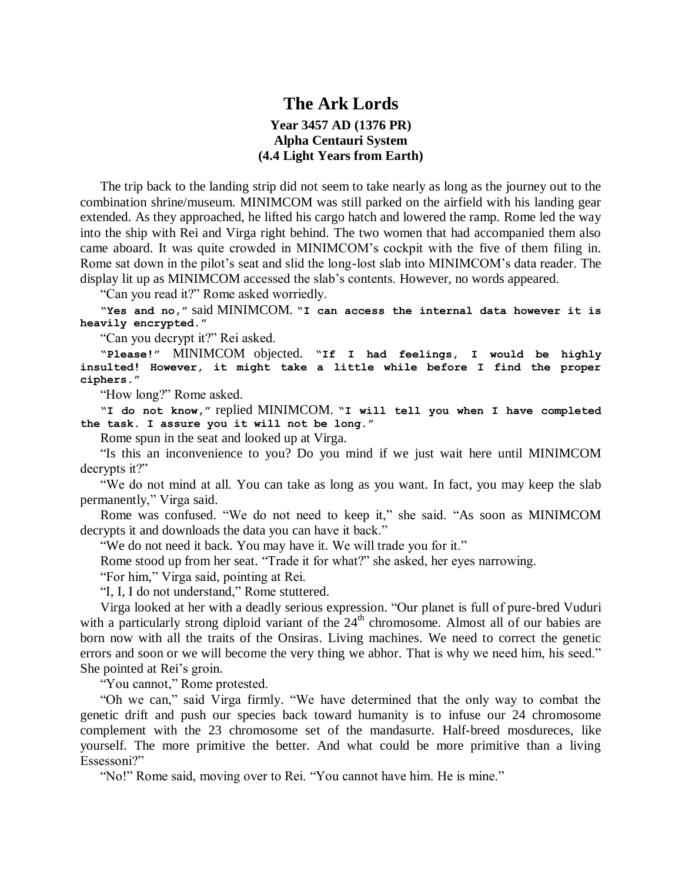# The Ark Lords

**Year 3457 AD (1376 PR)**
**Alpha Centauri System**
**(4.4 Light Years from Earth)**

The trip back to the landing strip did not seem to take nearly as long as the journey out to the combination shrine/museum. MINIMCOM was still parked on the airfield with his landing gear extended. As they approached, he lifted his cargo hatch and lowered the ramp. Rome led the way into the ship with Rei and Virga right behind. The two women that had accompanied them also came aboard. It was quite crowded in MINIMCOM's cockpit with the five of them filing in. Rome sat down in the pilot's seat and slid the long-lost slab into MINIMCOM's data reader. The display lit up as MINIMCOM accessed the slab's contents. However, no words appeared.

"Can you read it?" Rome asked worriedly.

**"Yes and no,"** said MINIMCOM. **"I can access the internal data however it is heavily encrypted."**

"Can you decrypt it?" Rei asked.

**"Please!"** MINIMCOM objected. **"If I had feelings, I would be highly insulted! However, it might take a little while before I find the proper ciphers."**

"How long?" Rome asked.

**"I do not know,"** replied MINIMCOM. **"I will tell you when I have completed the task. I assure you it will not be long."**

Rome spun in the seat and looked up at Virga.

"Is this an inconvenience to you? Do you mind if we just wait here until MINIMCOM decrypts it?"

"We do not mind at all. You can take as long as you want. In fact, you may keep the slab permanently," Virga said.

Rome was confused. "We do not need to keep it," she said. "As soon as MINIMCOM decrypts it and downloads the data you can have it back."

"We do not need it back. You may have it. We will trade you for it."

Rome stood up from her seat. "Trade it for what?" she asked, her eyes narrowing.

"For him," Virga said, pointing at Rei.

"I, I, I do not understand," Rome stuttered.

Virga looked at her with a deadly serious expression. "Our planet is full of pure-bred Vuduri with a particularly strong diploid variant of the 24th chromosome. Almost all of our babies are born now with all the traits of the Onsiras. Living machines. We need to correct the genetic errors and soon or we will become the very thing we abhor. That is why we need him, his seed." She pointed at Rei's groin.

"You cannot," Rome protested.

"Oh we can," said Virga firmly. "We have determined that the only way to combat the genetic drift and push our species back toward humanity is to infuse our 24 chromosome complement with the 23 chromosome set of the mandasurte. Half-breed mosdureces, like yourself. The more primitive the better. And what could be more primitive than a living Essessoni?"

"No!" Rome said, moving over to Rei. "You cannot have him. He is mine."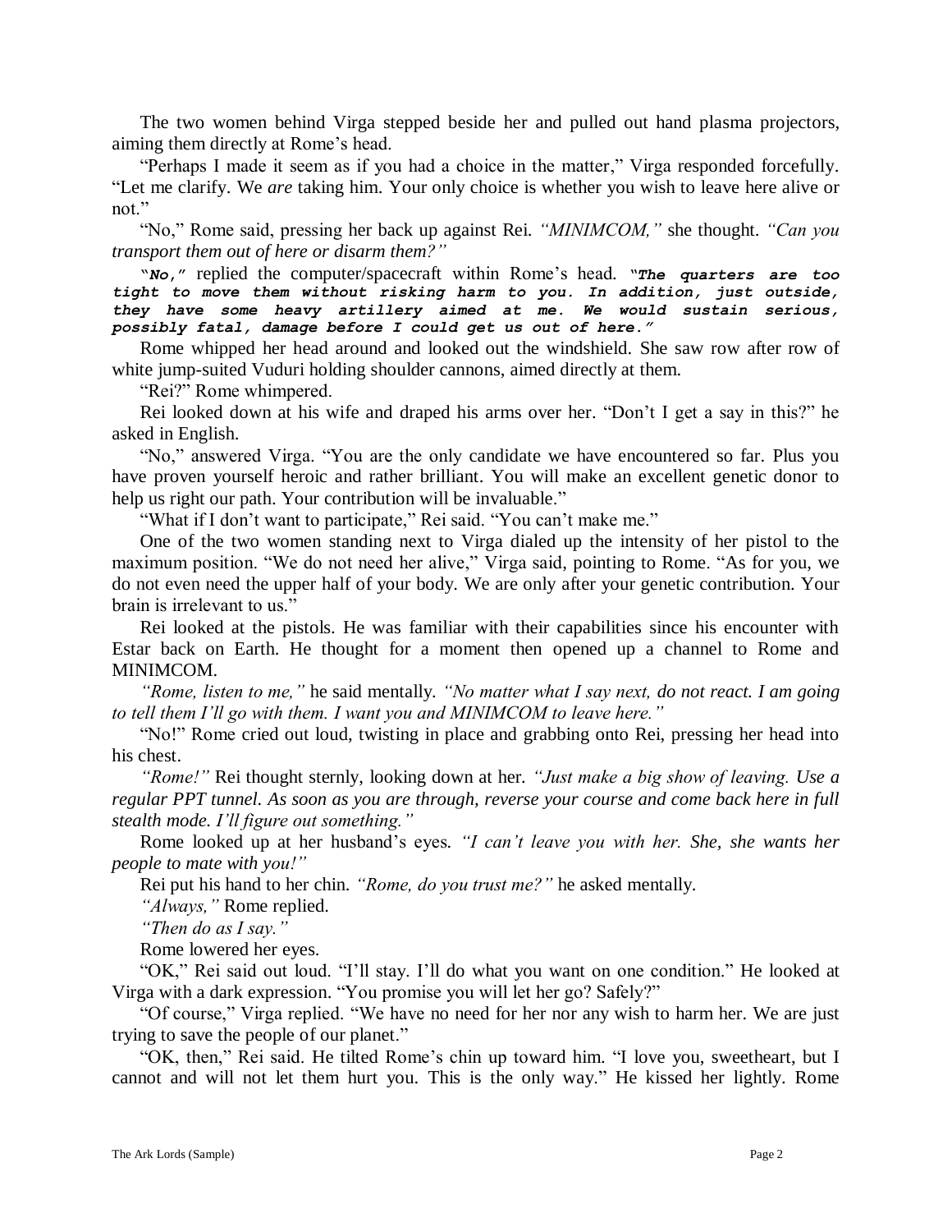The two women behind Virga stepped beside her and pulled out hand plasma projectors, aiming them directly at Rome's head.

"Perhaps I made it seem as if you had a choice in the matter," Virga responded forcefully. "Let me clarify. We *are* taking him. Your only choice is whether you wish to leave here alive or not."

"No," Rome said, pressing her back up against Rei. *"MINIMCOM,"* she thought. *"Can you transport them out of here or disarm them?"*

***"No,"*** replied the computer/spacecraft within Rome's head. ***"The quarters are too tight to move them without risking harm to you. In addition, just outside, they have some heavy artillery aimed at me. We would sustain serious, possibly fatal, damage before I could get us out of here."***

Rome whipped her head around and looked out the windshield. She saw row after row of white jump-suited Vuduri holding shoulder cannons, aimed directly at them.

"Rei?" Rome whimpered.

Rei looked down at his wife and draped his arms over her. "Don't I get a say in this?" he asked in English.

"No," answered Virga. "You are the only candidate we have encountered so far. Plus you have proven yourself heroic and rather brilliant. You will make an excellent genetic donor to help us right our path. Your contribution will be invaluable."

"What if I don't want to participate," Rei said. "You can't make me."

One of the two women standing next to Virga dialed up the intensity of her pistol to the maximum position. "We do not need her alive," Virga said, pointing to Rome. "As for you, we do not even need the upper half of your body. We are only after your genetic contribution. Your brain is irrelevant to us."

Rei looked at the pistols. He was familiar with their capabilities since his encounter with Estar back on Earth. He thought for a moment then opened up a channel to Rome and MINIMCOM.

*"Rome, listen to me,"* he said mentally. *"No matter what I say next, do not react. I am going to tell them I'll go with them. I want you and MINIMCOM to leave here."*

"No!" Rome cried out loud, twisting in place and grabbing onto Rei, pressing her head into his chest.

*"Rome!"* Rei thought sternly, looking down at her. *"Just make a big show of leaving. Use a regular PPT tunnel. As soon as you are through, reverse your course and come back here in full stealth mode. I'll figure out something."*

Rome looked up at her husband's eyes. *"I can't leave you with her. She, she wants her people to mate with you!"*

Rei put his hand to her chin. *"Rome, do you trust me?"* he asked mentally.

*"Always,"* Rome replied.

*"Then do as I say."*

Rome lowered her eyes.

"OK," Rei said out loud. "I'll stay. I'll do what you want on one condition." He looked at Virga with a dark expression. "You promise you will let her go? Safely?"

"Of course," Virga replied. "We have no need for her nor any wish to harm her. We are just trying to save the people of our planet."

"OK, then," Rei said. He tilted Rome's chin up toward him. "I love you, sweetheart, but I cannot and will not let them hurt you. This is the only way." He kissed her lightly. Rome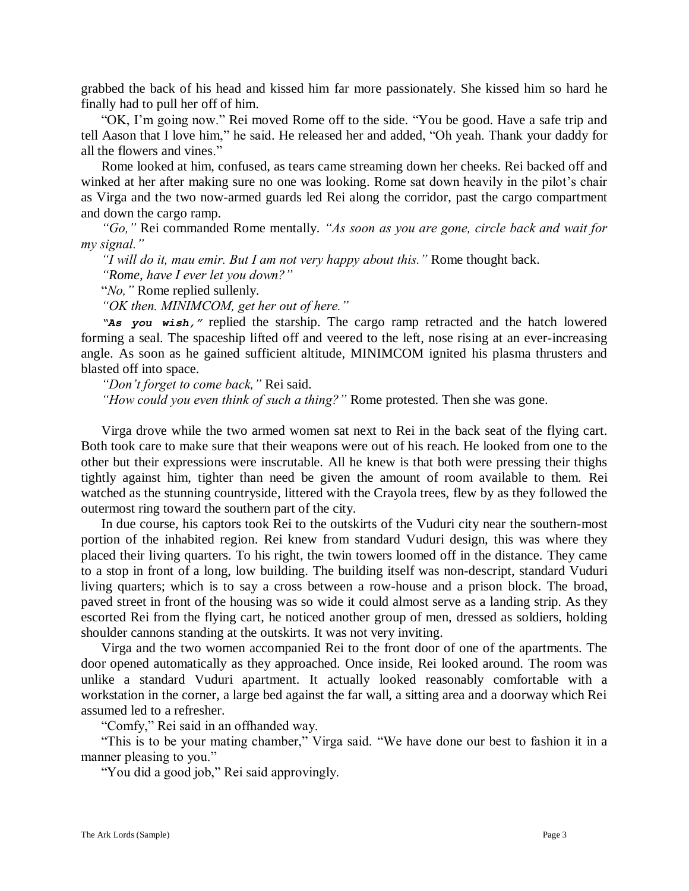grabbed the back of his head and kissed him far more passionately. She kissed him so hard he finally had to pull her off of him.

"OK, I'm going now." Rei moved Rome off to the side. "You be good. Have a safe trip and tell Aason that I love him," he said. He released her and added, "Oh yeah. Thank your daddy for all the flowers and vines."

Rome looked at him, confused, as tears came streaming down her cheeks. Rei backed off and winked at her after making sure no one was looking. Rome sat down heavily in the pilot's chair as Virga and the two now-armed guards led Rei along the corridor, past the cargo compartment and down the cargo ramp.

*"Go,"* Rei commanded Rome mentally. *"As soon as you are gone, circle back and wait for my signal."*

*"I will do it, mau emir. But I am not very happy about this."* Rome thought back.

*"Rome, have I ever let you down?"*

"*No,"* Rome replied sullenly.

*"OK then. MINIMCOM, get her out of here."*

***"As you wish,"*** replied the starship. The cargo ramp retracted and the hatch lowered forming a seal. The spaceship lifted off and veered to the left, nose rising at an ever-increasing angle. As soon as he gained sufficient altitude, MINIMCOM ignited his plasma thrusters and blasted off into space.

*"Don't forget to come back,"* Rei said.

*"How could you even think of such a thing?"* Rome protested. Then she was gone.

Virga drove while the two armed women sat next to Rei in the back seat of the flying cart. Both took care to make sure that their weapons were out of his reach. He looked from one to the other but their expressions were inscrutable. All he knew is that both were pressing their thighs tightly against him, tighter than need be given the amount of room available to them. Rei watched as the stunning countryside, littered with the Crayola trees, flew by as they followed the outermost ring toward the southern part of the city.

In due course, his captors took Rei to the outskirts of the Vuduri city near the southern-most portion of the inhabited region. Rei knew from standard Vuduri design, this was where they placed their living quarters. To his right, the twin towers loomed off in the distance. They came to a stop in front of a long, low building. The building itself was non-descript, standard Vuduri living quarters; which is to say a cross between a row-house and a prison block. The broad, paved street in front of the housing was so wide it could almost serve as a landing strip. As they escorted Rei from the flying cart, he noticed another group of men, dressed as soldiers, holding shoulder cannons standing at the outskirts. It was not very inviting.

Virga and the two women accompanied Rei to the front door of one of the apartments. The door opened automatically as they approached. Once inside, Rei looked around. The room was unlike a standard Vuduri apartment. It actually looked reasonably comfortable with a workstation in the corner, a large bed against the far wall, a sitting area and a doorway which Rei assumed led to a refresher.

"Comfy," Rei said in an offhanded way.

"This is to be your mating chamber," Virga said. "We have done our best to fashion it in a manner pleasing to you."

"You did a good job," Rei said approvingly.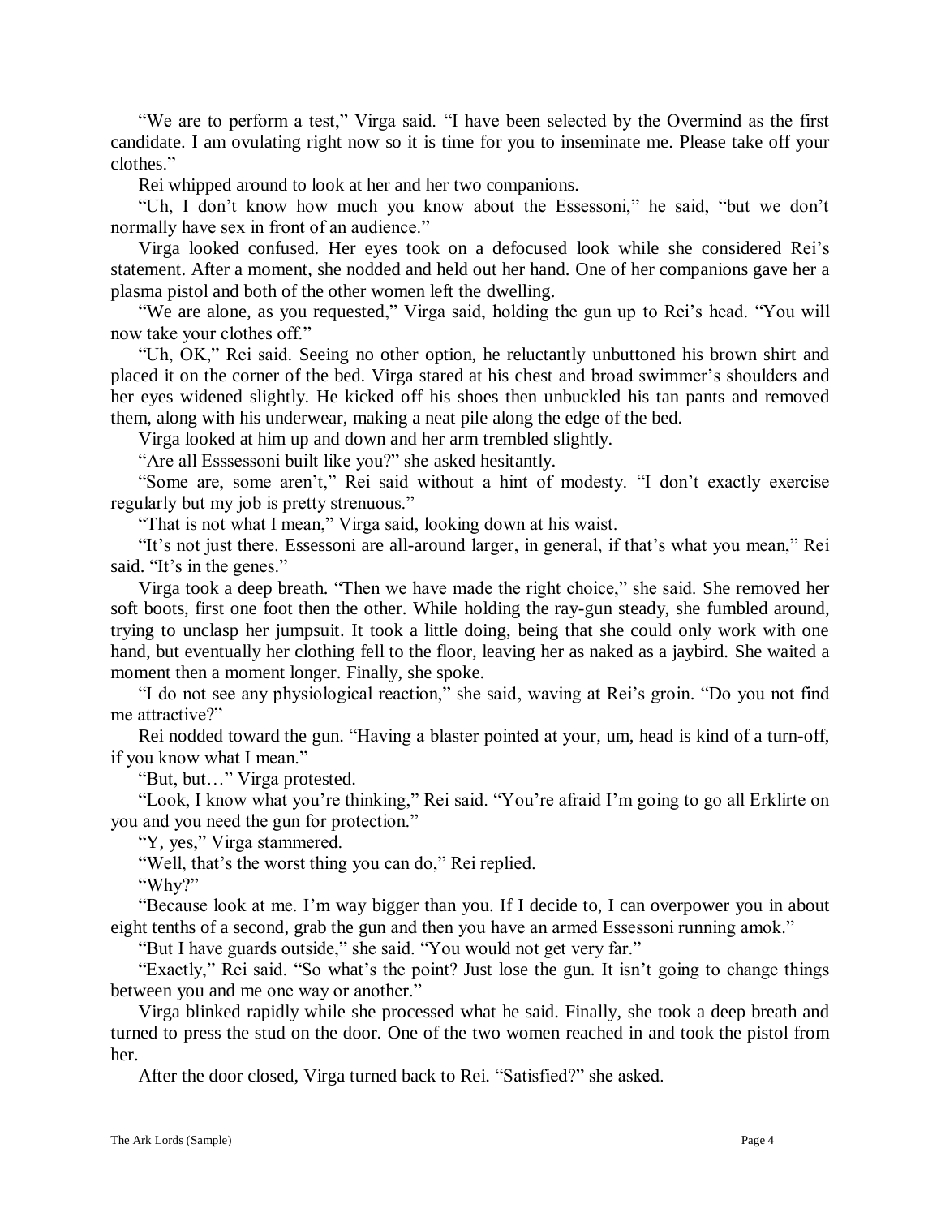"We are to perform a test," Virga said. "I have been selected by the Overmind as the first candidate. I am ovulating right now so it is time for you to inseminate me. Please take off your clothes."

Rei whipped around to look at her and her two companions.

"Uh, I don't know how much you know about the Essessoni," he said, "but we don't normally have sex in front of an audience."

Virga looked confused. Her eyes took on a defocused look while she considered Rei's statement. After a moment, she nodded and held out her hand. One of her companions gave her a plasma pistol and both of the other women left the dwelling.

"We are alone, as you requested," Virga said, holding the gun up to Rei's head. "You will now take your clothes off."

"Uh, OK," Rei said. Seeing no other option, he reluctantly unbuttoned his brown shirt and placed it on the corner of the bed. Virga stared at his chest and broad swimmer's shoulders and her eyes widened slightly. He kicked off his shoes then unbuckled his tan pants and removed them, along with his underwear, making a neat pile along the edge of the bed.

Virga looked at him up and down and her arm trembled slightly.

"Are all Esssessoni built like you?" she asked hesitantly.

"Some are, some aren't," Rei said without a hint of modesty. "I don't exactly exercise regularly but my job is pretty strenuous."

"That is not what I mean," Virga said, looking down at his waist.

"It's not just there. Essessoni are all-around larger, in general, if that's what you mean," Rei said. "It's in the genes."

Virga took a deep breath. "Then we have made the right choice," she said. She removed her soft boots, first one foot then the other. While holding the ray-gun steady, she fumbled around, trying to unclasp her jumpsuit. It took a little doing, being that she could only work with one hand, but eventually her clothing fell to the floor, leaving her as naked as a jaybird. She waited a moment then a moment longer. Finally, she spoke.

"I do not see any physiological reaction," she said, waving at Rei's groin. "Do you not find me attractive?"

Rei nodded toward the gun. "Having a blaster pointed at your, um, head is kind of a turn-off, if you know what I mean."

"But, but…" Virga protested.

"Look, I know what you're thinking," Rei said. "You're afraid I'm going to go all Erklirte on you and you need the gun for protection."

"Y, yes," Virga stammered.

"Well, that's the worst thing you can do," Rei replied.

"Why?"

"Because look at me. I'm way bigger than you. If I decide to, I can overpower you in about eight tenths of a second, grab the gun and then you have an armed Essessoni running amok."

"But I have guards outside," she said. "You would not get very far."

"Exactly," Rei said. "So what's the point? Just lose the gun. It isn't going to change things between you and me one way or another."

Virga blinked rapidly while she processed what he said. Finally, she took a deep breath and turned to press the stud on the door. One of the two women reached in and took the pistol from her.

After the door closed, Virga turned back to Rei. "Satisfied?" she asked.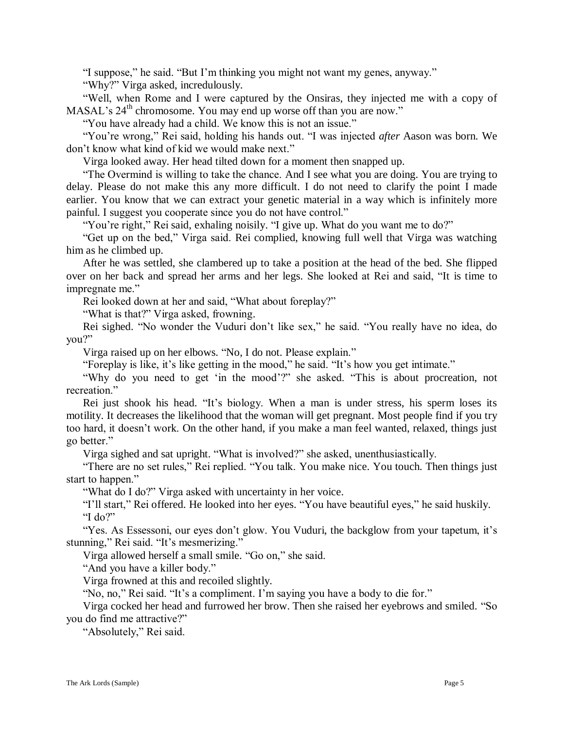"I suppose," he said. "But I'm thinking you might not want my genes, anyway."

"Why?" Virga asked, incredulously.

"Well, when Rome and I were captured by the Onsiras, they injected me with a copy of MASAL's 24th chromosome. You may end up worse off than you are now."

"You have already had a child. We know this is not an issue."

"You're wrong," Rei said, holding his hands out. "I was injected *after* Aason was born. We don't know what kind of kid we would make next."

Virga looked away. Her head tilted down for a moment then snapped up.

"The Overmind is willing to take the chance. And I see what you are doing. You are trying to delay. Please do not make this any more difficult. I do not need to clarify the point I made earlier. You know that we can extract your genetic material in a way which is infinitely more painful. I suggest you cooperate since you do not have control."

"You're right," Rei said, exhaling noisily. "I give up. What do you want me to do?"

"Get up on the bed," Virga said. Rei complied, knowing full well that Virga was watching him as he climbed up.

After he was settled, she clambered up to take a position at the head of the bed. She flipped over on her back and spread her arms and her legs. She looked at Rei and said, "It is time to impregnate me."

Rei looked down at her and said, "What about foreplay?"

"What is that?" Virga asked, frowning.

Rei sighed. "No wonder the Vuduri don't like sex," he said. "You really have no idea, do you?"

Virga raised up on her elbows. "No, I do not. Please explain."

"Foreplay is like, it's like getting in the mood," he said. "It's how you get intimate."

"Why do you need to get 'in the mood'?" she asked. "This is about procreation, not recreation."

Rei just shook his head. "It's biology. When a man is under stress, his sperm loses its motility. It decreases the likelihood that the woman will get pregnant. Most people find if you try too hard, it doesn't work. On the other hand, if you make a man feel wanted, relaxed, things just go better."

Virga sighed and sat upright. "What is involved?" she asked, unenthusiastically.

"There are no set rules," Rei replied. "You talk. You make nice. You touch. Then things just start to happen."

"What do I do?" Virga asked with uncertainty in her voice.

"I'll start," Rei offered. He looked into her eyes. "You have beautiful eyes," he said huskily.

"I do?"

"Yes. As Essessoni, our eyes don't glow. You Vuduri, the backglow from your tapetum, it's stunning," Rei said. "It's mesmerizing."

Virga allowed herself a small smile. "Go on," she said.

"And you have a killer body."

Virga frowned at this and recoiled slightly.

"No, no," Rei said. "It's a compliment. I'm saying you have a body to die for."

Virga cocked her head and furrowed her brow. Then she raised her eyebrows and smiled. "So you do find me attractive?"

"Absolutely," Rei said.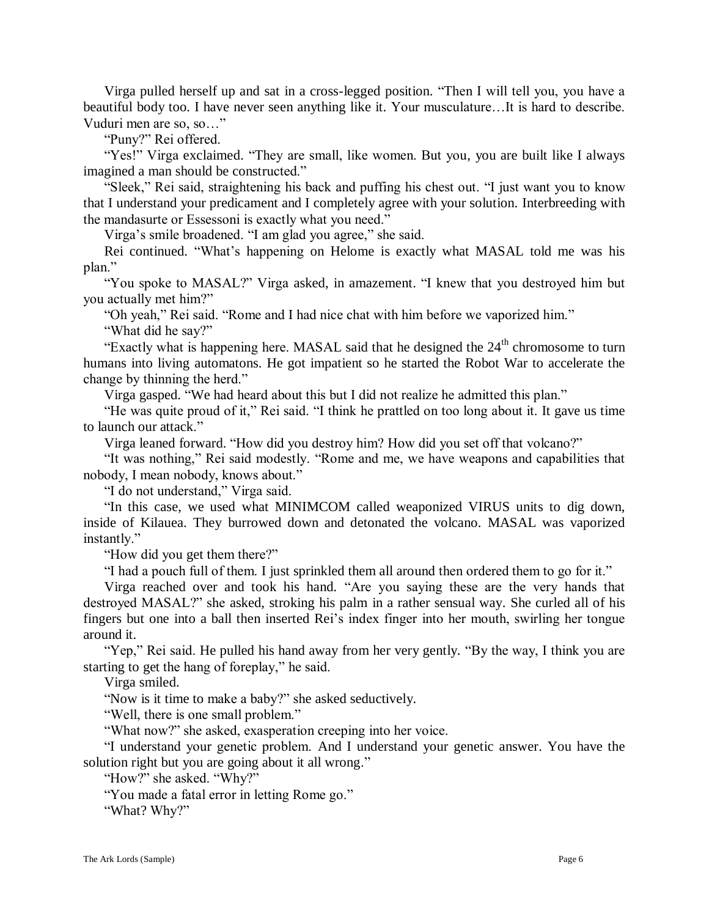Virga pulled herself up and sat in a cross-legged position. "Then I will tell you, you have a beautiful body too. I have never seen anything like it. Your musculature…It is hard to describe. Vuduri men are so, so…"

"Puny?" Rei offered.

"Yes!" Virga exclaimed. "They are small, like women. But you, you are built like I always imagined a man should be constructed."

"Sleek," Rei said, straightening his back and puffing his chest out. "I just want you to know that I understand your predicament and I completely agree with your solution. Interbreeding with the mandasurte or Essessoni is exactly what you need."

Virga's smile broadened. "I am glad you agree," she said.

Rei continued. "What's happening on Helome is exactly what MASAL told me was his plan."

"You spoke to MASAL?" Virga asked, in amazement. "I knew that you destroyed him but you actually met him?"

"Oh yeah," Rei said. "Rome and I had nice chat with him before we vaporized him."

"What did he say?"

"Exactly what is happening here. MASAL said that he designed the 24th chromosome to turn humans into living automatons. He got impatient so he started the Robot War to accelerate the change by thinning the herd."

Virga gasped. "We had heard about this but I did not realize he admitted this plan."

"He was quite proud of it," Rei said. "I think he prattled on too long about it. It gave us time to launch our attack."

Virga leaned forward. "How did you destroy him? How did you set off that volcano?"

"It was nothing," Rei said modestly. "Rome and me, we have weapons and capabilities that nobody, I mean nobody, knows about."

"I do not understand," Virga said.

"In this case, we used what MINIMCOM called weaponized VIRUS units to dig down, inside of Kilauea. They burrowed down and detonated the volcano. MASAL was vaporized instantly."

"How did you get them there?"

"I had a pouch full of them. I just sprinkled them all around then ordered them to go for it."

Virga reached over and took his hand. "Are you saying these are the very hands that destroyed MASAL?" she asked, stroking his palm in a rather sensual way. She curled all of his fingers but one into a ball then inserted Rei's index finger into her mouth, swirling her tongue around it.

"Yep," Rei said. He pulled his hand away from her very gently. "By the way, I think you are starting to get the hang of foreplay," he said.

Virga smiled.

"Now is it time to make a baby?" she asked seductively.

"Well, there is one small problem."

"What now?" she asked, exasperation creeping into her voice.

"I understand your genetic problem. And I understand your genetic answer. You have the solution right but you are going about it all wrong."

"How?" she asked. "Why?"

"You made a fatal error in letting Rome go."

"What? Why?"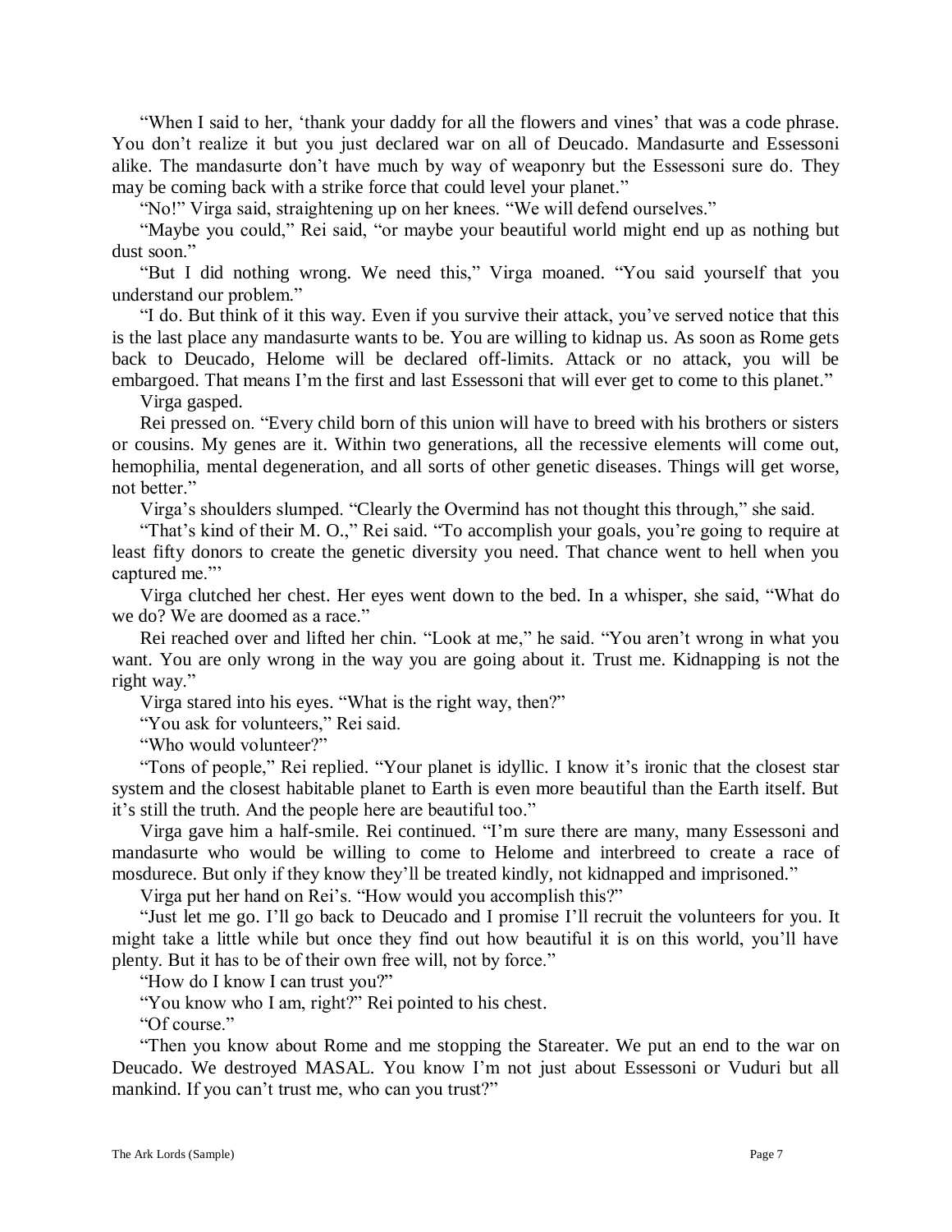"When I said to her, 'thank your daddy for all the flowers and vines' that was a code phrase. You don't realize it but you just declared war on all of Deucado. Mandasurte and Essessoni alike. The mandasurte don't have much by way of weaponry but the Essessoni sure do. They may be coming back with a strike force that could level your planet."

"No!" Virga said, straightening up on her knees. "We will defend ourselves."

"Maybe you could," Rei said, "or maybe your beautiful world might end up as nothing but dust soon."

"But I did nothing wrong. We need this," Virga moaned. "You said yourself that you understand our problem."

"I do. But think of it this way. Even if you survive their attack, you've served notice that this is the last place any mandasurte wants to be. You are willing to kidnap us. As soon as Rome gets back to Deucado, Helome will be declared off-limits. Attack or no attack, you will be embargoed. That means I'm the first and last Essessoni that will ever get to come to this planet."

Virga gasped.

Rei pressed on. "Every child born of this union will have to breed with his brothers or sisters or cousins. My genes are it. Within two generations, all the recessive elements will come out, hemophilia, mental degeneration, and all sorts of other genetic diseases. Things will get worse, not better."

Virga's shoulders slumped. "Clearly the Overmind has not thought this through," she said.

"That's kind of their M. O.," Rei said. "To accomplish your goals, you're going to require at least fifty donors to create the genetic diversity you need. That chance went to hell when you captured me.'"

Virga clutched her chest. Her eyes went down to the bed. In a whisper, she said, "What do we do? We are doomed as a race."

Rei reached over and lifted her chin. "Look at me," he said. "You aren't wrong in what you want. You are only wrong in the way you are going about it. Trust me. Kidnapping is not the right way."

Virga stared into his eyes. "What is the right way, then?"

"You ask for volunteers," Rei said.

"Who would volunteer?"

"Tons of people," Rei replied. "Your planet is idyllic. I know it's ironic that the closest star system and the closest habitable planet to Earth is even more beautiful than the Earth itself. But it's still the truth. And the people here are beautiful too."

Virga gave him a half-smile. Rei continued. "I'm sure there are many, many Essessoni and mandasurte who would be willing to come to Helome and interbreed to create a race of mosdurece. But only if they know they'll be treated kindly, not kidnapped and imprisoned."

Virga put her hand on Rei's. "How would you accomplish this?"

"Just let me go. I'll go back to Deucado and I promise I'll recruit the volunteers for you. It might take a little while but once they find out how beautiful it is on this world, you'll have plenty. But it has to be of their own free will, not by force."

"How do I know I can trust you?"

"You know who I am, right?" Rei pointed to his chest.

"Of course."

"Then you know about Rome and me stopping the Stareater. We put an end to the war on Deucado. We destroyed MASAL. You know I'm not just about Essessoni or Vuduri but all mankind. If you can't trust me, who can you trust?"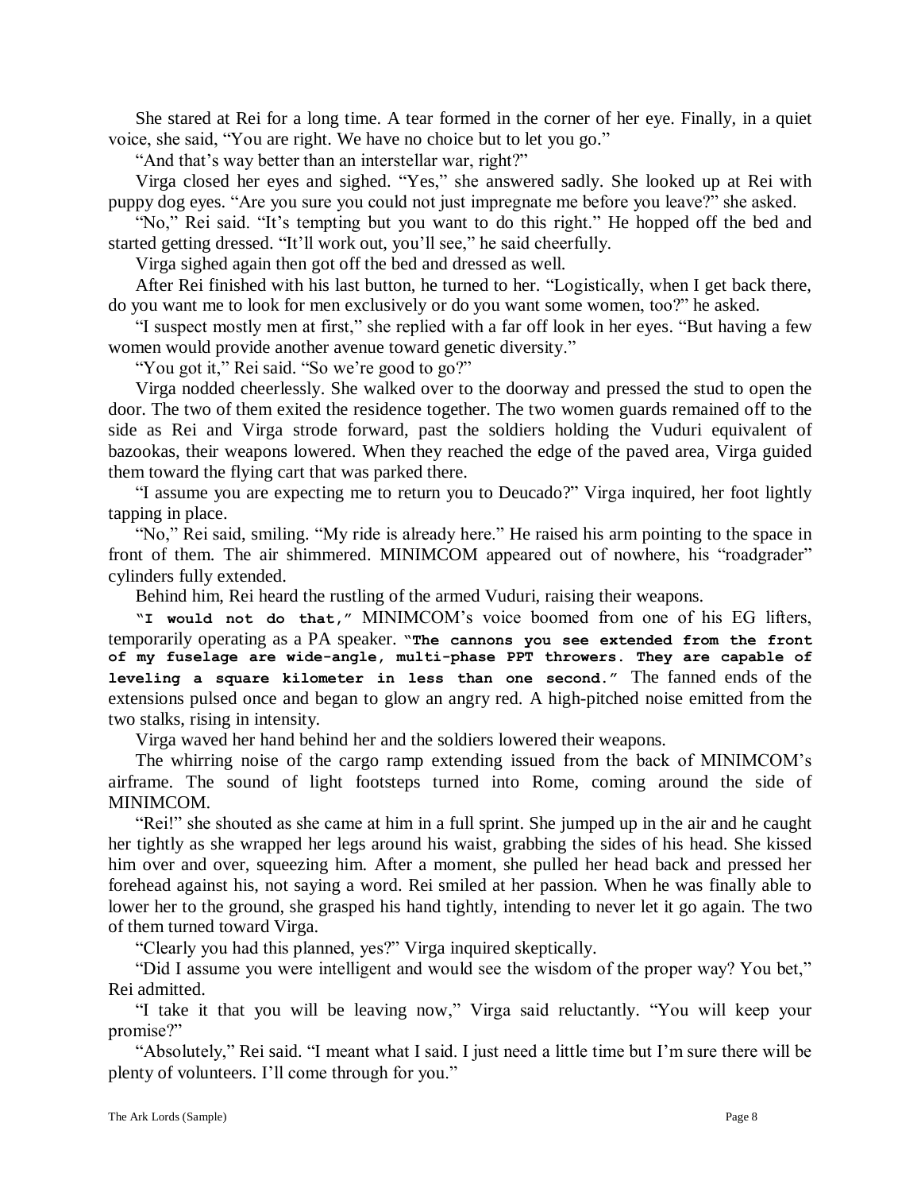She stared at Rei for a long time. A tear formed in the corner of her eye. Finally, in a quiet voice, she said, "You are right. We have no choice but to let you go."

"And that's way better than an interstellar war, right?"

Virga closed her eyes and sighed. "Yes," she answered sadly. She looked up at Rei with puppy dog eyes. "Are you sure you could not just impregnate me before you leave?" she asked.

"No," Rei said. "It's tempting but you want to do this right." He hopped off the bed and started getting dressed. "It'll work out, you'll see," he said cheerfully.

Virga sighed again then got off the bed and dressed as well.

After Rei finished with his last button, he turned to her. "Logistically, when I get back there, do you want me to look for men exclusively or do you want some women, too?" he asked.

"I suspect mostly men at first," she replied with a far off look in her eyes. "But having a few women would provide another avenue toward genetic diversity."

"You got it," Rei said. "So we're good to go?"

Virga nodded cheerlessly. She walked over to the doorway and pressed the stud to open the door. The two of them exited the residence together. The two women guards remained off to the side as Rei and Virga strode forward, past the soldiers holding the Vuduri equivalent of bazookas, their weapons lowered. When they reached the edge of the paved area, Virga guided them toward the flying cart that was parked there.

"I assume you are expecting me to return you to Deucado?" Virga inquired, her foot lightly tapping in place.

"No," Rei said, smiling. "My ride is already here." He raised his arm pointing to the space in front of them. The air shimmered. MINIMCOM appeared out of nowhere, his "roadgrader" cylinders fully extended.

Behind him, Rei heard the rustling of the armed Vuduri, raising their weapons.

"**I would not do that,**" MINIMCOM's voice boomed from one of his EG lifters, temporarily operating as a PA speaker. "**The cannons you see extended from the front of my fuselage are wide-angle, multi-phase PPT throwers. They are capable of leveling a square kilometer in less than one second.**" The fanned ends of the extensions pulsed once and began to glow an angry red. A high-pitched noise emitted from the two stalks, rising in intensity.

Virga waved her hand behind her and the soldiers lowered their weapons.

The whirring noise of the cargo ramp extending issued from the back of MINIMCOM's airframe. The sound of light footsteps turned into Rome, coming around the side of MINIMCOM.

"Rei!" she shouted as she came at him in a full sprint. She jumped up in the air and he caught her tightly as she wrapped her legs around his waist, grabbing the sides of his head. She kissed him over and over, squeezing him. After a moment, she pulled her head back and pressed her forehead against his, not saying a word. Rei smiled at her passion. When he was finally able to lower her to the ground, she grasped his hand tightly, intending to never let it go again. The two of them turned toward Virga.

"Clearly you had this planned, yes?" Virga inquired skeptically.

"Did I assume you were intelligent and would see the wisdom of the proper way? You bet," Rei admitted.

"I take it that you will be leaving now," Virga said reluctantly. "You will keep your promise?"

"Absolutely," Rei said. "I meant what I said. I just need a little time but I'm sure there will be plenty of volunteers. I'll come through for you."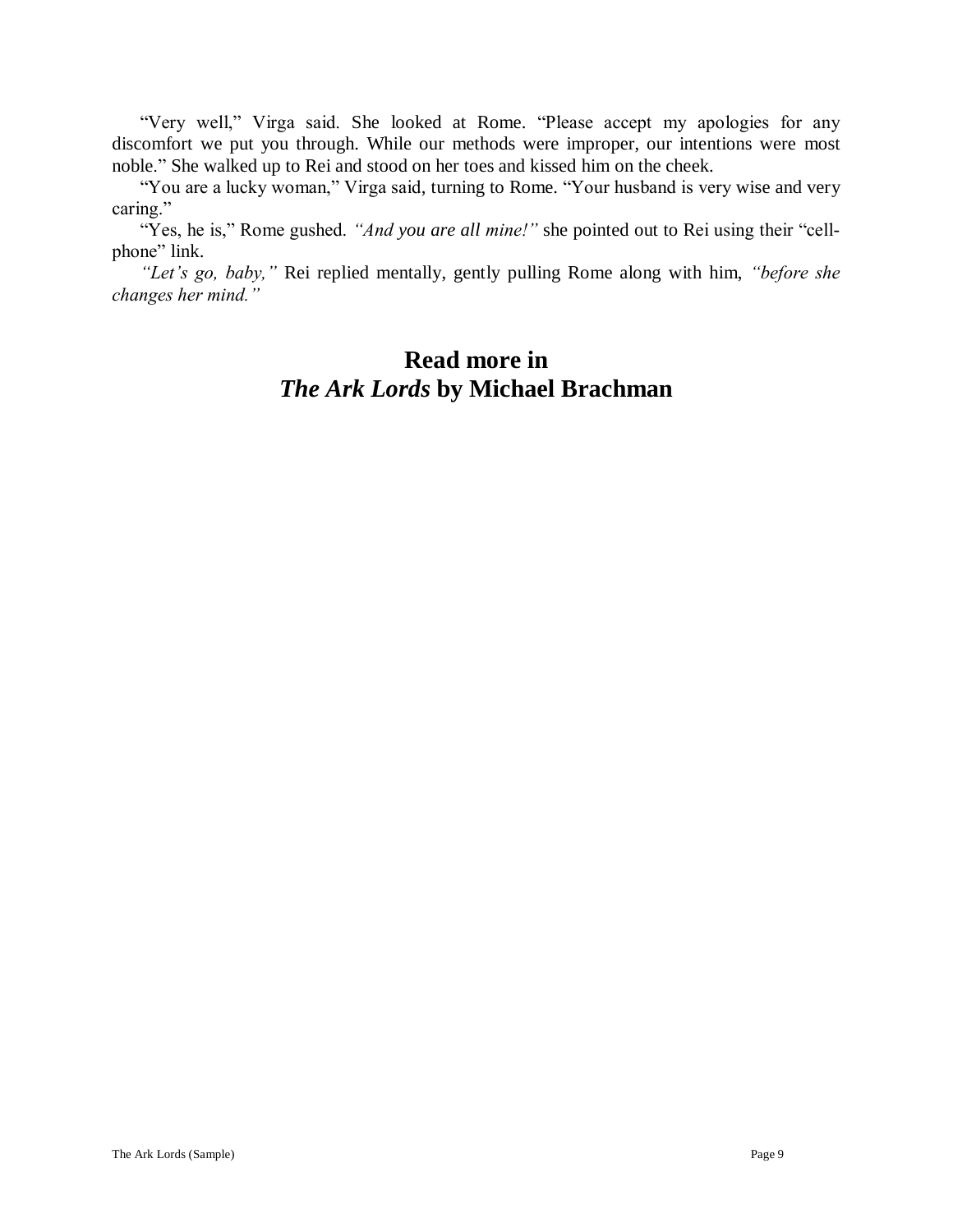"Very well," Virga said. She looked at Rome. "Please accept my apologies for any discomfort we put you through. While our methods were improper, our intentions were most noble." She walked up to Rei and stood on her toes and kissed him on the cheek.

"You are a lucky woman," Virga said, turning to Rome. "Your husband is very wise and very caring."

"Yes, he is," Rome gushed. *"And you are all mine!"* she pointed out to Rei using their "cell-phone" link.

*"Let's go, baby,"* Rei replied mentally, gently pulling Rome along with him, *"before she changes her mind."*

## Read more in *The Ark Lords* by Michael Brachman